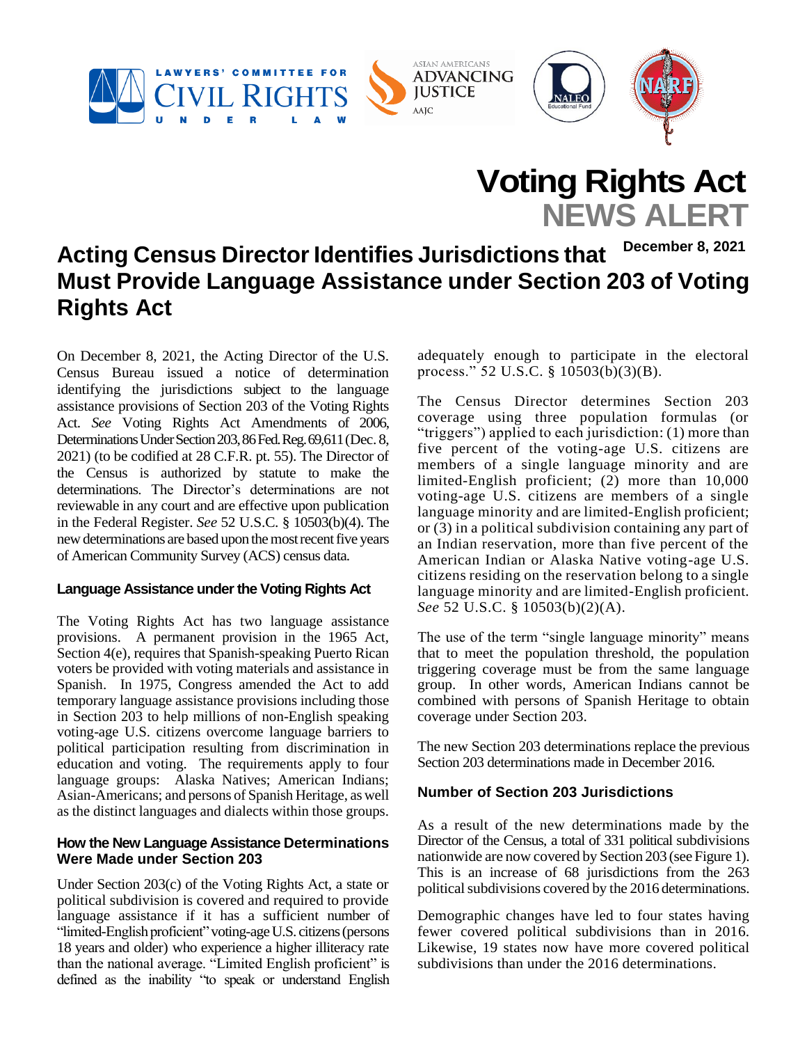LAWYERS' COMMITTEE FOR CIVIL RIGHTS UNDER LAW

ASIAN AMERICANS ADVANCING JUSTICE AAJC

NALEO Educational Fund

NARF

# Voting Rights Act NEWS ALERT

**December 8, 2021**

# Acting Census Director Identifies Jurisdictions that Must Provide Language Assistance under Section 203 of Voting Rights Act

On December 8, 2021, the Acting Director of the U.S. Census Bureau issued a notice of determination identifying the jurisdictions subject to the language assistance provisions of Section 203 of the Voting Rights Act. *See* Voting Rights Act Amendments of 2006, Determinations Under Section 203, 86 Fed. Reg. 69,611 (Dec. 8, 2021) (to be codified at 28 C.F.R. pt. 55). The Director of the Census is authorized by statute to make the determinations. The Director's determinations are not reviewable in any court and are effective upon publication in the Federal Register. *See* 52 U.S.C. § 10503(b)(4). The new determinations are based upon the most recent five years of American Community Survey (ACS) census data.

### Language Assistance under the Voting Rights Act

The Voting Rights Act has two language assistance provisions. A permanent provision in the 1965 Act, Section 4(e), requires that Spanish-speaking Puerto Rican voters be provided with voting materials and assistance in Spanish. In 1975, Congress amended the Act to add temporary language assistance provisions including those in Section 203 to help millions of non-English speaking voting-age U.S. citizens overcome language barriers to political participation resulting from discrimination in education and voting. The requirements apply to four language groups: Alaska Natives; American Indians; Asian-Americans; and persons of Spanish Heritage, as well as the distinct languages and dialects within those groups.

### How the New Language Assistance Determinations Were Made under Section 203

Under Section 203(c) of the Voting Rights Act, a state or political subdivision is covered and required to provide language assistance if it has a sufficient number of "limited-English proficient" voting-age U.S. citizens (persons 18 years and older) who experience a higher illiteracy rate than the national average. "Limited English proficient" is defined as the inability "to speak or understand English adequately enough to participate in the electoral process." 52 U.S.C. § 10503(b)(3)(B).

The Census Director determines Section 203 coverage using three population formulas (or "triggers") applied to each jurisdiction: (1) more than five percent of the voting-age U.S. citizens are members of a single language minority and are limited-English proficient; (2) more than 10,000 voting-age U.S. citizens are members of a single language minority and are limited-English proficient; or (3) in a political subdivision containing any part of an Indian reservation, more than five percent of the American Indian or Alaska Native voting-age U.S. citizens residing on the reservation belong to a single language minority and are limited-English proficient. *See* 52 U.S.C. § 10503(b)(2)(A).

The use of the term "single language minority" means that to meet the population threshold, the population triggering coverage must be from the same language group. In other words, American Indians cannot be combined with persons of Spanish Heritage to obtain coverage under Section 203.

The new Section 203 determinations replace the previous Section 203 determinations made in December 2016.

### Number of Section 203 Jurisdictions

As a result of the new determinations made by the Director of the Census, a total of 331 political subdivisions nationwide are now covered by Section 203 (see Figure 1). This is an increase of 68 jurisdictions from the 263 political subdivisions covered by the 2016 determinations.

Demographic changes have led to four states having fewer covered political subdivisions than in 2016. Likewise, 19 states now have more covered political subdivisions than under the 2016 determinations.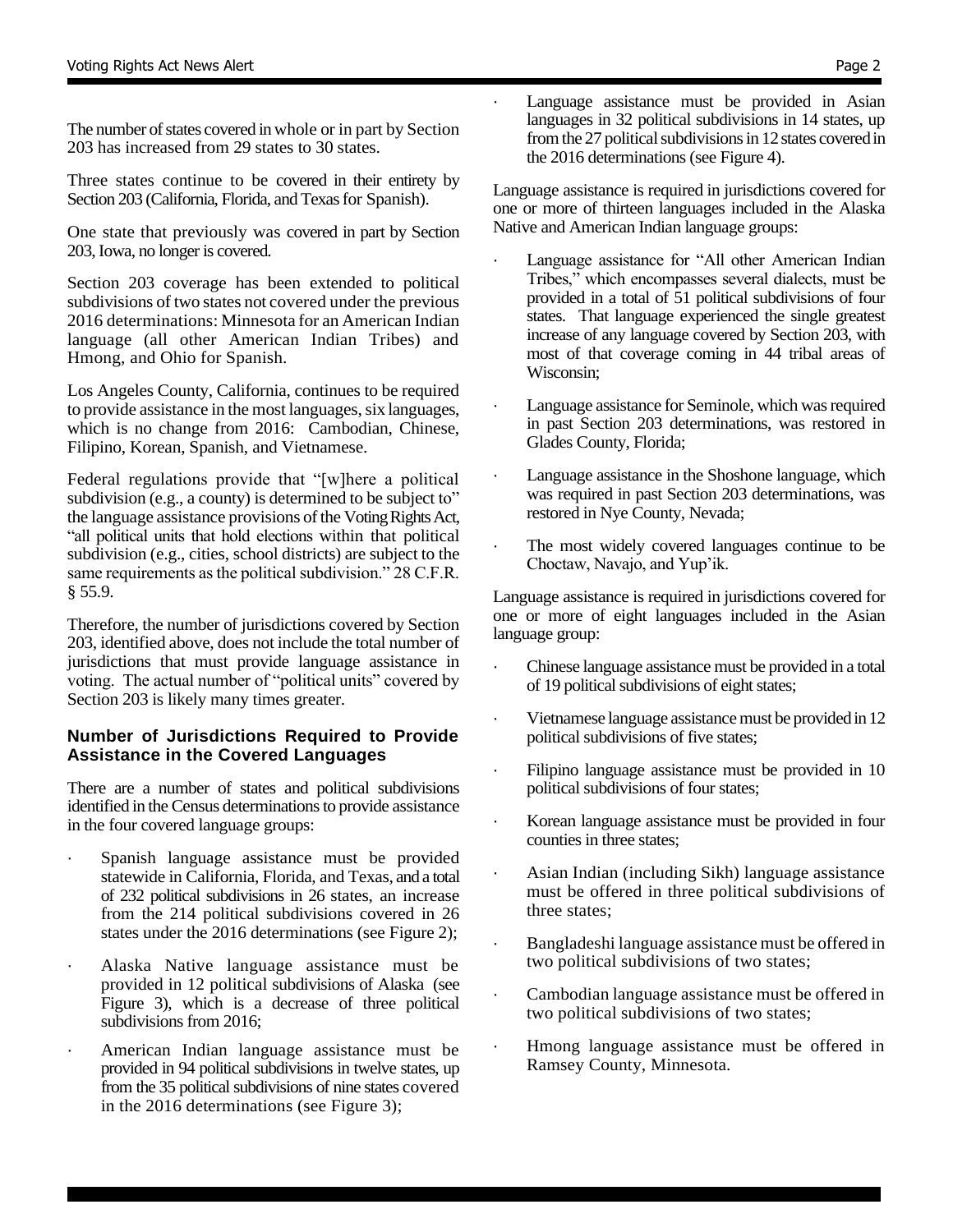The number of states covered in whole or in part by Section 203 has increased from 29 states to 30 states.

Three states continue to be covered in their entirety by Section 203 (California, Florida, and Texas for Spanish).

One state that previously was covered in part by Section 203, Iowa, no longer is covered.

Section 203 coverage has been extended to political subdivisions of two states not covered under the previous 2016 determinations: Minnesota for an American Indian language (all other American Indian Tribes) and Hmong, and Ohio for Spanish.

Los Angeles County, California, continues to be required to provide assistance in the most languages, six languages, which is no change from 2016: Cambodian, Chinese, Filipino, Korean, Spanish, and Vietnamese.

Federal regulations provide that "[w]here a political subdivision (e.g., a county) is determined to be subject to" the language assistance provisions of the Voting Rights Act, "all political units that hold elections within that political subdivision (e.g., cities, school districts) are subject to the same requirements as the political subdivision." 28 C.F.R. § 55.9.

Therefore, the number of jurisdictions covered by Section 203, identified above, does not include the total number of jurisdictions that must provide language assistance in voting. The actual number of "political units" covered by Section 203 is likely many times greater.

### Number of Jurisdictions Required to Provide Assistance in the Covered Languages

There are a number of states and political subdivisions identified in the Census determinations to provide assistance in the four covered language groups:

- Spanish language assistance must be provided statewide in California, Florida, and Texas, and a total of 232 political subdivisions in 26 states, an increase from the 214 political subdivisions covered in 26 states under the 2016 determinations (see Figure 2);
- Alaska Native language assistance must be provided in 12 political subdivisions of Alaska (see Figure 3), which is a decrease of three political subdivisions from 2016;
- American Indian language assistance must be provided in 94 political subdivisions in twelve states, up from the 35 political subdivisions of nine states covered in the 2016 determinations (see Figure 3);
- Language assistance must be provided in Asian languages in 32 political subdivisions in 14 states, up from the 27 political subdivisions in 12 states covered in the 2016 determinations (see Figure 4).

Language assistance is required in jurisdictions covered for one or more of thirteen languages included in the Alaska Native and American Indian language groups:

- Language assistance for "All other American Indian Tribes," which encompasses several dialects, must be provided in a total of 51 political subdivisions of four states. That language experienced the single greatest increase of any language covered by Section 203, with most of that coverage coming in 44 tribal areas of Wisconsin;
- Language assistance for Seminole, which was required in past Section 203 determinations, was restored in Glades County, Florida;
- Language assistance in the Shoshone language, which was required in past Section 203 determinations, was restored in Nye County, Nevada;
- The most widely covered languages continue to be Choctaw, Navajo, and Yup'ik.

Language assistance is required in jurisdictions covered for one or more of eight languages included in the Asian language group:

- Chinese language assistance must be provided in a total of 19 political subdivisions of eight states;
- Vietnamese language assistance must be provided in 12 political subdivisions of five states;
- Filipino language assistance must be provided in 10 political subdivisions of four states;
- Korean language assistance must be provided in four counties in three states;
- Asian Indian (including Sikh) language assistance must be offered in three political subdivisions of three states;
- Bangladeshi language assistance must be offered in two political subdivisions of two states;
- Cambodian language assistance must be offered in two political subdivisions of two states;
- Hmong language assistance must be offered in Ramsey County, Minnesota.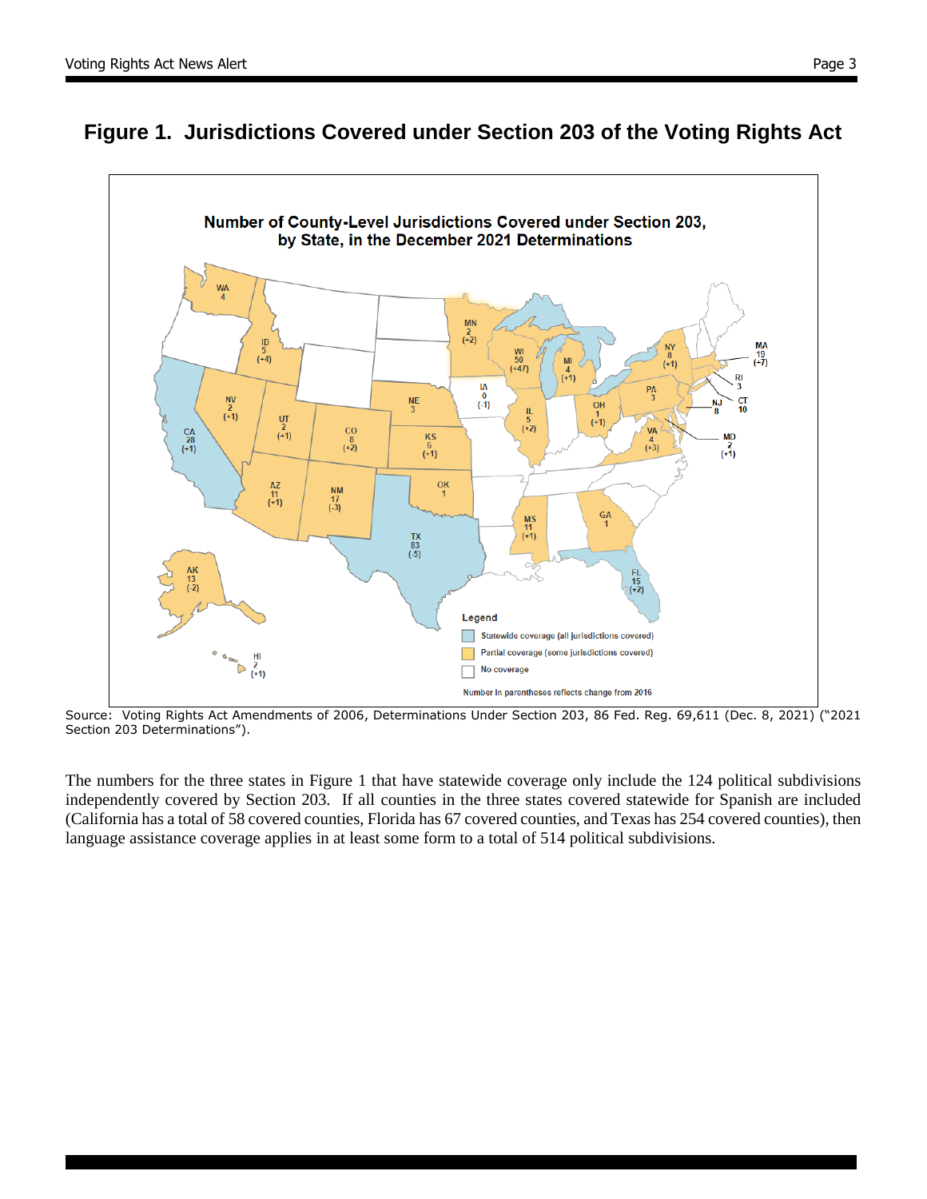## Figure 1. Jurisdictions Covered under Section 203 of the Voting Rights Act

Source: Voting Rights Act Amendments of 2006, Determinations Under Section 203, 86 Fed. Reg. 69,611 (Dec. 8, 2021) ("2021 Section 203 Determinations").

The numbers for the three states in Figure 1 that have statewide coverage only include the 124 political subdivisions independently covered by Section 203. If all counties in the three states covered statewide for Spanish are included (California has a total of 58 covered counties, Florida has 67 covered counties, and Texas has 254 covered counties), then language assistance coverage applies in at least some form to a total of 514 political subdivisions.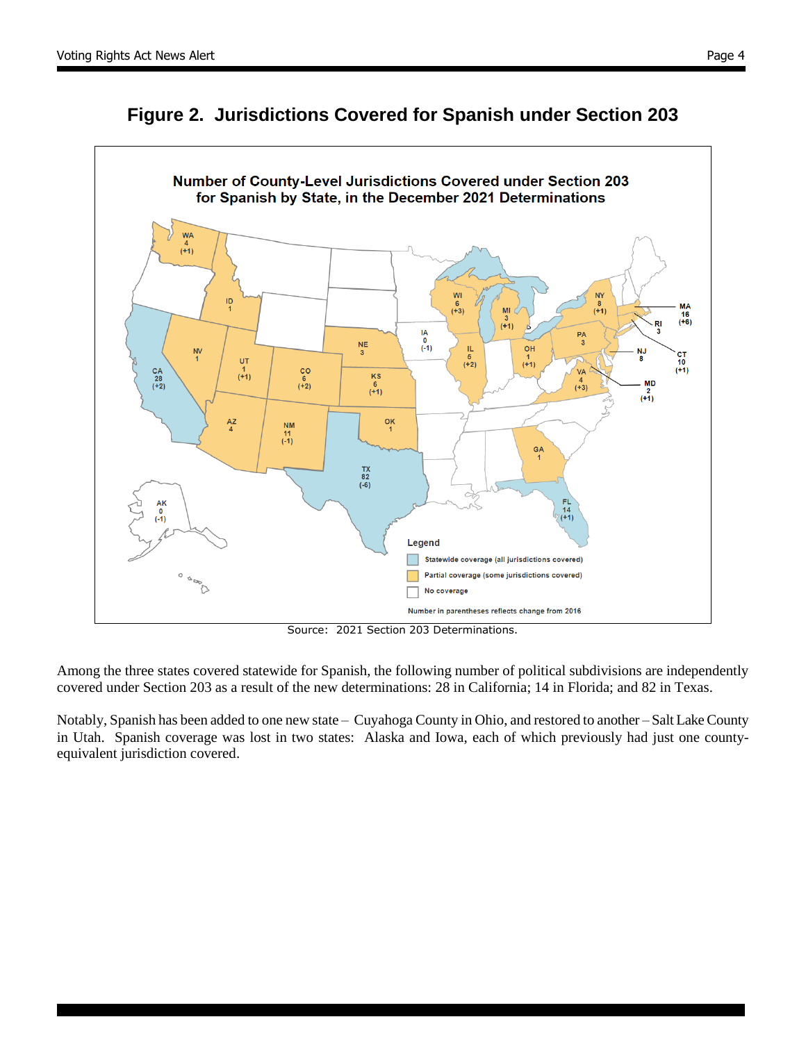## Figure 2. Jurisdictions Covered for Spanish under Section 203

Source: 2021 Section 203 Determinations.

Among the three states covered statewide for Spanish, the following number of political subdivisions are independently covered under Section 203 as a result of the new determinations: 28 in California; 14 in Florida; and 82 in Texas.

Notably, Spanish has been added to one new state – Cuyahoga County in Ohio, and restored to another – Salt Lake County in Utah. Spanish coverage was lost in two states: Alaska and Iowa, each of which previously had just one county-equivalent jurisdiction covered.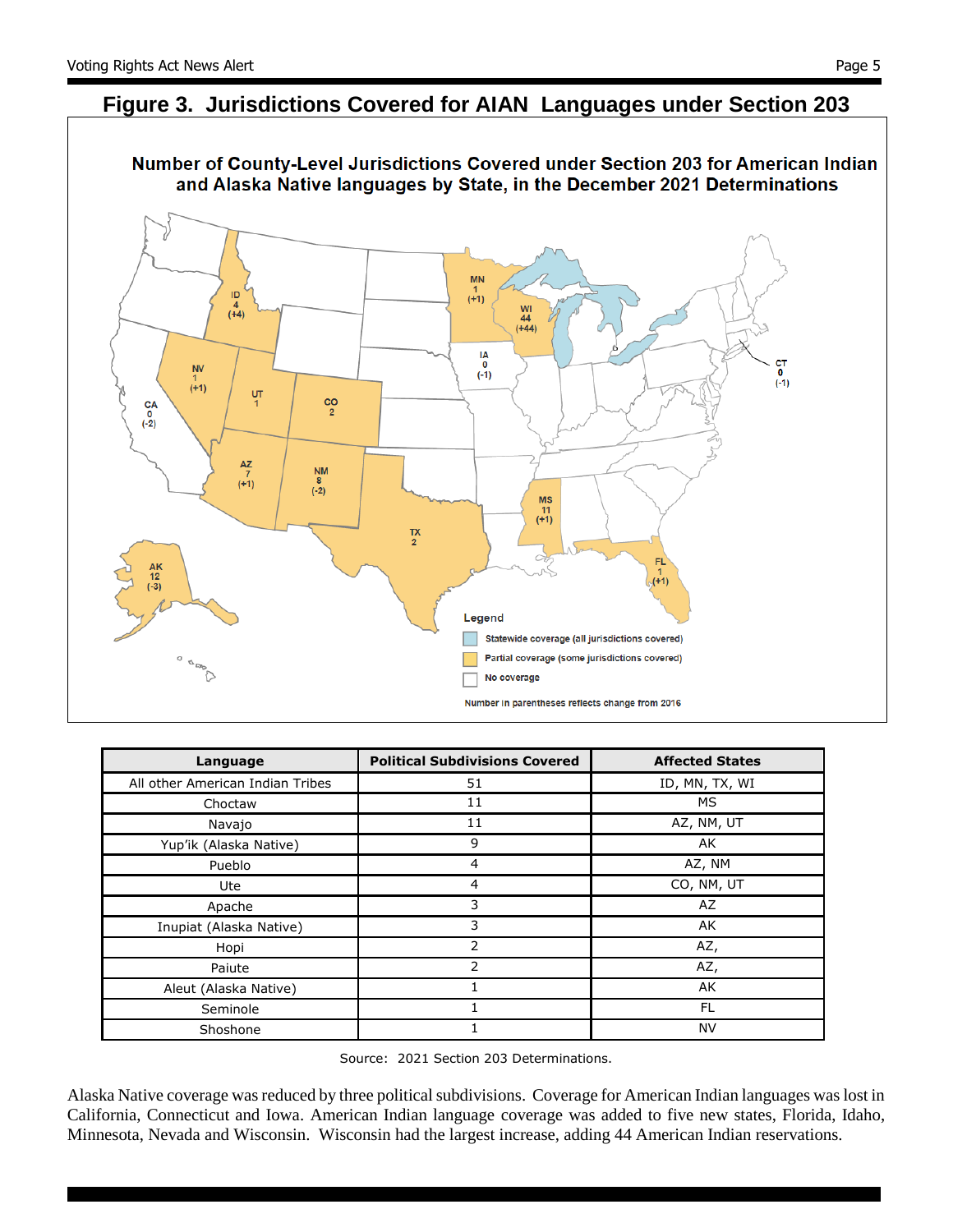## Figure 3. Jurisdictions Covered for AIAN Languages under Section 203

**Number of County-Level Jurisdictions Covered under Section 203 for American Indian and Alaska Native languages by State, in the December 2021 Determinations**

| Language | Political Subdivisions Covered | Affected States |
|---|---|---|
| All other American Indian Tribes | 51 | ID, MN, TX, WI |
| Choctaw | 11 | MS |
| Navajo | 11 | AZ, NM, UT |
| Yup'ik (Alaska Native) | 9 | AK |
| Pueblo | 4 | AZ, NM |
| Ute | 4 | CO, NM, UT |
| Apache | 3 | AZ |
| Inupiat (Alaska Native) | 3 | AK |
| Hopi | 2 | AZ, |
| Paiute | 2 | AZ, |
| Aleut (Alaska Native) | 1 | AK |
| Seminole | 1 | FL |
| Shoshone | 1 | NV |

Source: 2021 Section 203 Determinations.

Alaska Native coverage was reduced by three political subdivisions. Coverage for American Indian languages was lost in California, Connecticut and Iowa. American Indian language coverage was added to five new states, Florida, Idaho, Minnesota, Nevada and Wisconsin. Wisconsin had the largest increase, adding 44 American Indian reservations.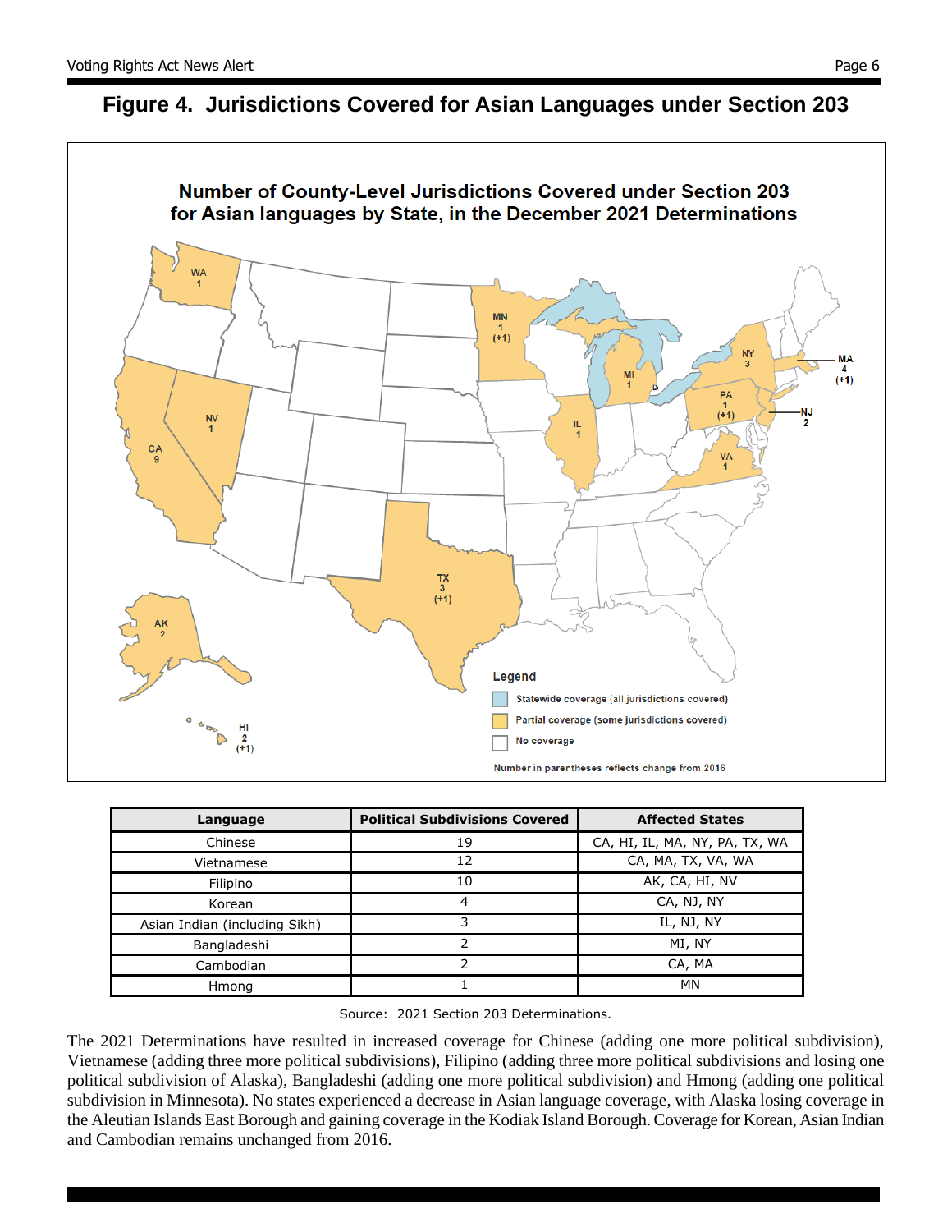## Figure 4. Jurisdictions Covered for Asian Languages under Section 203

**Number of County-Level Jurisdictions Covered under Section 203 for Asian languages by State, in the December 2021 Determinations**

| Language | Political Subdivisions Covered | Affected States |
|---|---|---|
| Chinese | 19 | CA, HI, IL, MA, NY, PA, TX, WA |
| Vietnamese | 12 | CA, MA, TX, VA, WA |
| Filipino | 10 | AK, CA, HI, NV |
| Korean | 4 | CA, NJ, NY |
| Asian Indian (including Sikh) | 3 | IL, NJ, NY |
| Bangladeshi | 2 | MI, NY |
| Cambodian | 2 | CA, MA |
| Hmong | 1 | MN |

Source: 2021 Section 203 Determinations.

The 2021 Determinations have resulted in increased coverage for Chinese (adding one more political subdivision), Vietnamese (adding three more political subdivisions), Filipino (adding three more political subdivisions and losing one political subdivision of Alaska), Bangladeshi (adding one more political subdivision) and Hmong (adding one political subdivision in Minnesota). No states experienced a decrease in Asian language coverage, with Alaska losing coverage in the Aleutian Islands East Borough and gaining coverage in the Kodiak Island Borough. Coverage for Korean, Asian Indian and Cambodian remains unchanged from 2016.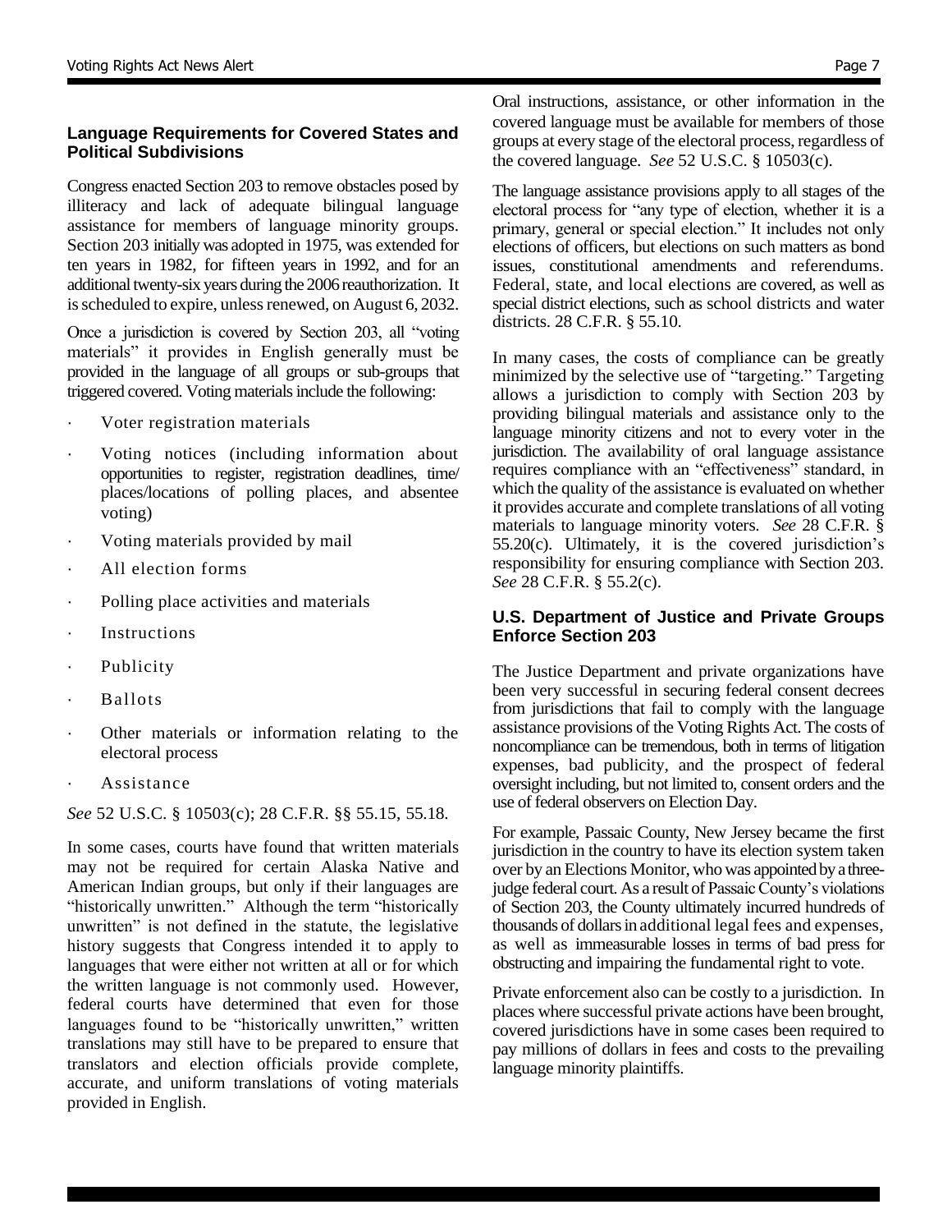## Language Requirements for Covered States and Political Subdivisions

Congress enacted Section 203 to remove obstacles posed by illiteracy and lack of adequate bilingual language assistance for members of language minority groups. Section 203 initially was adopted in 1975, was extended for ten years in 1982, for fifteen years in 1992, and for an additional twenty-six years during the 2006 reauthorization. It is scheduled to expire, unless renewed, on August 6, 2032.

Once a jurisdiction is covered by Section 203, all "voting materials" it provides in English generally must be provided in the language of all groups or sub-groups that triggered covered. Voting materials include the following:

- Voter registration materials
- Voting notices (including information about opportunities to register, registration deadlines, time/ places/locations of polling places, and absentee voting)
- Voting materials provided by mail
- All election forms
- Polling place activities and materials
- Instructions
- Publicity
- Ballots
- Other materials or information relating to the electoral process
- Assistance

*See* 52 U.S.C. § 10503(c); 28 C.F.R. §§ 55.15, 55.18.

In some cases, courts have found that written materials may not be required for certain Alaska Native and American Indian groups, but only if their languages are "historically unwritten." Although the term "historically unwritten" is not defined in the statute, the legislative history suggests that Congress intended it to apply to languages that were either not written at all or for which the written language is not commonly used. However, federal courts have determined that even for those languages found to be "historically unwritten," written translations may still have to be prepared to ensure that translators and election officials provide complete, accurate, and uniform translations of voting materials provided in English.

Oral instructions, assistance, or other information in the covered language must be available for members of those groups at every stage of the electoral process, regardless of the covered language. *See* 52 U.S.C. § 10503(c).

The language assistance provisions apply to all stages of the electoral process for "any type of election, whether it is a primary, general or special election." It includes not only elections of officers, but elections on such matters as bond issues, constitutional amendments and referendums. Federal, state, and local elections are covered, as well as special district elections, such as school districts and water districts. 28 C.F.R. § 55.10.

In many cases, the costs of compliance can be greatly minimized by the selective use of "targeting." Targeting allows a jurisdiction to comply with Section 203 by providing bilingual materials and assistance only to the language minority citizens and not to every voter in the jurisdiction. The availability of oral language assistance requires compliance with an "effectiveness" standard, in which the quality of the assistance is evaluated on whether it provides accurate and complete translations of all voting materials to language minority voters. *See* 28 C.F.R. § 55.20(c). Ultimately, it is the covered jurisdiction's responsibility for ensuring compliance with Section 203. *See* 28 C.F.R. § 55.2(c).

## U.S. Department of Justice and Private Groups Enforce Section 203

The Justice Department and private organizations have been very successful in securing federal consent decrees from jurisdictions that fail to comply with the language assistance provisions of the Voting Rights Act. The costs of noncompliance can be tremendous, both in terms of litigation expenses, bad publicity, and the prospect of federal oversight including, but not limited to, consent orders and the use of federal observers on Election Day.

For example, Passaic County, New Jersey became the first jurisdiction in the country to have its election system taken over by an Elections Monitor, who was appointed by a three-judge federal court. As a result of Passaic County's violations of Section 203, the County ultimately incurred hundreds of thousands of dollars in additional legal fees and expenses, as well as immeasurable losses in terms of bad press for obstructing and impairing the fundamental right to vote.

Private enforcement also can be costly to a jurisdiction. In places where successful private actions have been brought, covered jurisdictions have in some cases been required to pay millions of dollars in fees and costs to the prevailing language minority plaintiffs.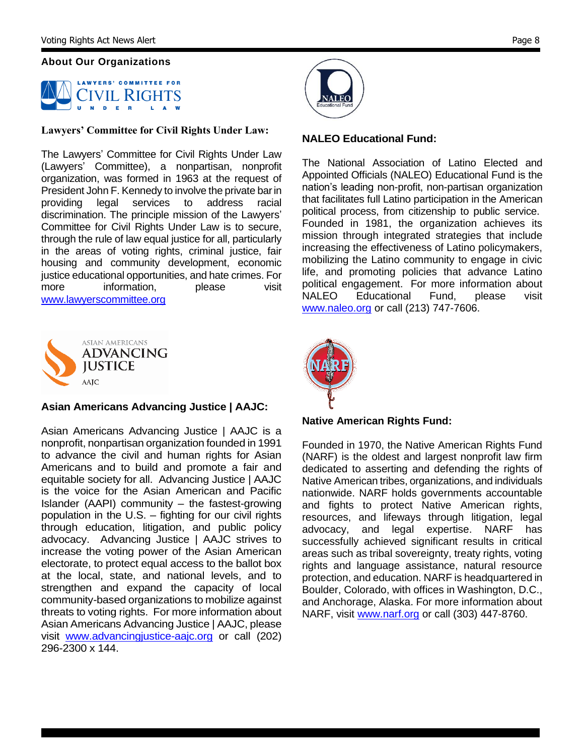## About Our Organizations

### Lawyers' Committee for Civil Rights Under Law:

The Lawyers' Committee for Civil Rights Under Law (Lawyers' Committee), a nonpartisan, nonprofit organization, was formed in 1963 at the request of President John F. Kennedy to involve the private bar in providing legal services to address racial discrimination. The principle mission of the Lawyers' Committee for Civil Rights Under Law is to secure, through the rule of law equal justice for all, particularly in the areas of voting rights, criminal justice, fair housing and community development, economic justice educational opportunities, and hate crimes. For more information, please visit www.lawyerscommittee.org

### Asian Americans Advancing Justice | AAJC:

Asian Americans Advancing Justice | AAJC is a nonprofit, nonpartisan organization founded in 1991 to advance the civil and human rights for Asian Americans and to build and promote a fair and equitable society for all. Advancing Justice | AAJC is the voice for the Asian American and Pacific Islander (AAPI) community – the fastest-growing population in the U.S. – fighting for our civil rights through education, litigation, and public policy advocacy. Advancing Justice | AAJC strives to increase the voting power of the Asian American electorate, to protect equal access to the ballot box at the local, state, and national levels, and to strengthen and expand the capacity of local community-based organizations to mobilize against threats to voting rights. For more information about Asian Americans Advancing Justice | AAJC, please visit www.advancingjustice-aajc.org or call (202) 296-2300 x 144.

### NALEO Educational Fund:

The National Association of Latino Elected and Appointed Officials (NALEO) Educational Fund is the nation's leading non-profit, non-partisan organization that facilitates full Latino participation in the American political process, from citizenship to public service. Founded in 1981, the organization achieves its mission through integrated strategies that include increasing the effectiveness of Latino policymakers, mobilizing the Latino community to engage in civic life, and promoting policies that advance Latino political engagement. For more information about NALEO Educational Fund, please visit www.naleo.org or call (213) 747-7606.

### Native American Rights Fund:

Founded in 1970, the Native American Rights Fund (NARF) is the oldest and largest nonprofit law firm dedicated to asserting and defending the rights of Native American tribes, organizations, and individuals nationwide. NARF holds governments accountable and fights to protect Native American rights, resources, and lifeways through litigation, legal advocacy, and legal expertise. NARF has successfully achieved significant results in critical areas such as tribal sovereignty, treaty rights, voting rights and language assistance, natural resource protection, and education. NARF is headquartered in Boulder, Colorado, with offices in Washington, D.C., and Anchorage, Alaska. For more information about NARF, visit www.narf.org or call (303) 447-8760.